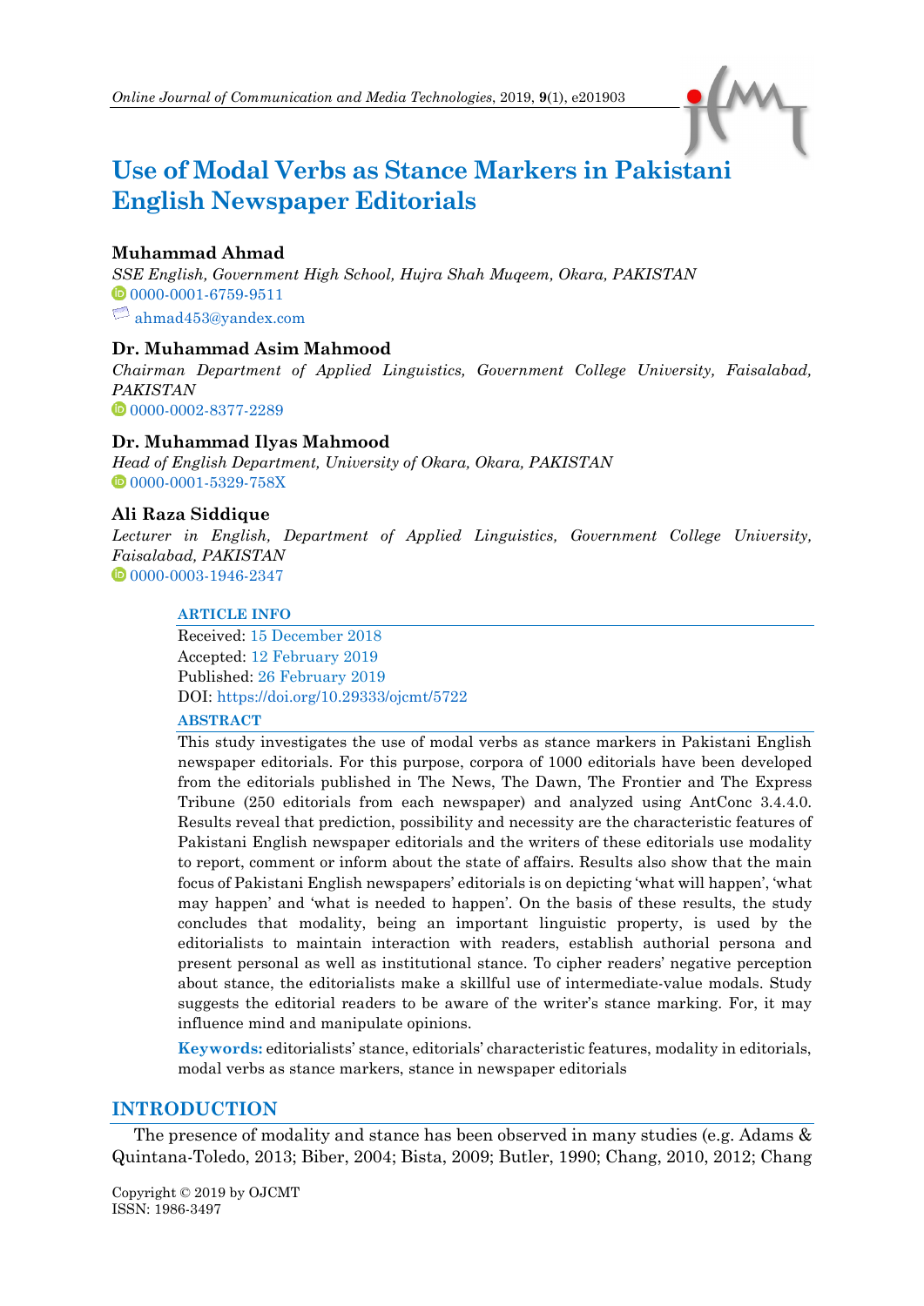# Use of Modal Verbs as Stance Markers in Pakistani English Newspaper Editorials

**Muhammad Ahmad**
*SSE English, Government High School, Hujra Shah Muqeem, Okara, PAKISTAN*
0000-0001-6759-9511
ahmad453@yandex.com

**Dr. Muhammad Asim Mahmood**
*Chairman Department of Applied Linguistics, Government College University, Faisalabad, PAKISTAN*
0000-0002-8377-2289

**Dr. Muhammad Ilyas Mahmood**
*Head of English Department, University of Okara, Okara, PAKISTAN*
0000-0001-5329-758X

**Ali Raza Siddique**
*Lecturer in English, Department of Applied Linguistics, Government College University, Faisalabad, PAKISTAN*
0000-0003-1946-2347

**ARTICLE INFO**

Received: 15 December 2018
Accepted: 12 February 2019
Published: 26 February 2019
DOI: https://doi.org/10.29333/ojcmt/5722

**ABSTRACT**

This study investigates the use of modal verbs as stance markers in Pakistani English newspaper editorials. For this purpose, corpora of 1000 editorials have been developed from the editorials published in The News, The Dawn, The Frontier and The Express Tribune (250 editorials from each newspaper) and analyzed using AntConc 3.4.4.0. Results reveal that prediction, possibility and necessity are the characteristic features of Pakistani English newspaper editorials and the writers of these editorials use modality to report, comment or inform about the state of affairs. Results also show that the main focus of Pakistani English newspapers' editorials is on depicting 'what will happen', 'what may happen' and 'what is needed to happen'. On the basis of these results, the study concludes that modality, being an important linguistic property, is used by the editorialists to maintain interaction with readers, establish authorial persona and present personal as well as institutional stance. To cipher readers' negative perception about stance, the editorialists make a skillful use of intermediate-value modals. Study suggests the editorial readers to be aware of the writer's stance marking. For, it may influence mind and manipulate opinions.

**Keywords:** editorialists' stance, editorials' characteristic features, modality in editorials, modal verbs as stance markers, stance in newspaper editorials

## INTRODUCTION

The presence of modality and stance has been observed in many studies (e.g. Adams & Quintana-Toledo, 2013; Biber, 2004; Bista, 2009; Butler, 1990; Chang, 2010, 2012; Chang

Copyright © 2019 by OJCMT
ISSN: 1986-3497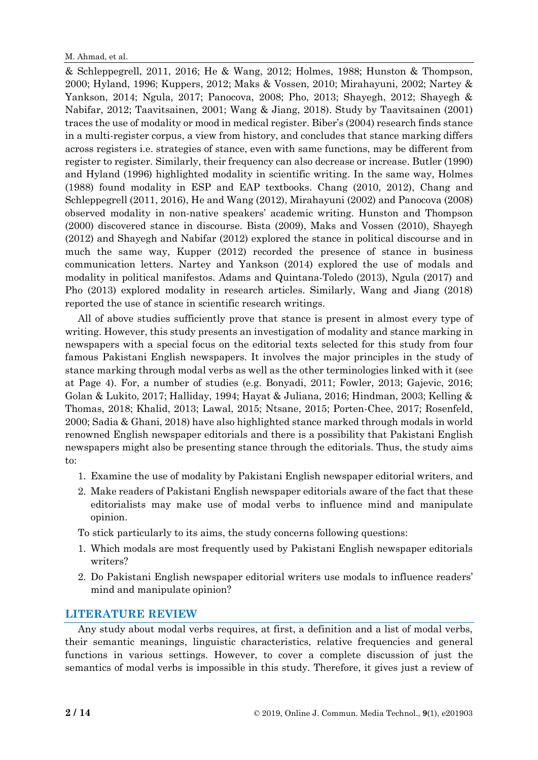& Schleppegrell, 2011, 2016; He & Wang, 2012; Holmes, 1988; Hunston & Thompson, 2000; Hyland, 1996; Kuppers, 2012; Maks & Vossen, 2010; Mirahayuni, 2002; Nartey & Yankson, 2014; Ngula, 2017; Panocova, 2008; Pho, 2013; Shayegh, 2012; Shayegh & Nabifar, 2012; Taavitsainen, 2001; Wang & Jiang, 2018). Study by Taavitsainen (2001) traces the use of modality or mood in medical register. Biber's (2004) research finds stance in a multi-register corpus, a view from history, and concludes that stance marking differs across registers i.e. strategies of stance, even with same functions, may be different from register to register. Similarly, their frequency can also decrease or increase. Butler (1990) and Hyland (1996) highlighted modality in scientific writing. In the same way, Holmes (1988) found modality in ESP and EAP textbooks. Chang (2010, 2012), Chang and Schleppegrell (2011, 2016), He and Wang (2012), Mirahayuni (2002) and Panocova (2008) observed modality in non-native speakers' academic writing. Hunston and Thompson (2000) discovered stance in discourse. Bista (2009), Maks and Vossen (2010), Shayegh (2012) and Shayegh and Nabifar (2012) explored the stance in political discourse and in much the same way, Kupper (2012) recorded the presence of stance in business communication letters. Nartey and Yankson (2014) explored the use of modals and modality in political manifestos. Adams and Quintana-Toledo (2013), Ngula (2017) and Pho (2013) explored modality in research articles. Similarly, Wang and Jiang (2018) reported the use of stance in scientific research writings.

All of above studies sufficiently prove that stance is present in almost every type of writing. However, this study presents an investigation of modality and stance marking in newspapers with a special focus on the editorial texts selected for this study from four famous Pakistani English newspapers. It involves the major principles in the study of stance marking through modal verbs as well as the other terminologies linked with it (see at Page 4). For, a number of studies (e.g. Bonyadi, 2011; Fowler, 2013; Gajevic, 2016; Golan & Lukito, 2017; Halliday, 1994; Hayat & Juliana, 2016; Hindman, 2003; Kelling & Thomas, 2018; Khalid, 2013; Lawal, 2015; Ntsane, 2015; Porten-Chee, 2017; Rosenfeld, 2000; Sadia & Ghani, 2018) have also highlighted stance marked through modals in world renowned English newspaper editorials and there is a possibility that Pakistani English newspapers might also be presenting stance through the editorials. Thus, the study aims to:

1. Examine the use of modality by Pakistani English newspaper editorial writers, and
2. Make readers of Pakistani English newspaper editorials aware of the fact that these editorialists may make use of modal verbs to influence mind and manipulate opinion.

To stick particularly to its aims, the study concerns following questions:

1. Which modals are most frequently used by Pakistani English newspaper editorials writers?
2. Do Pakistani English newspaper editorial writers use modals to influence readers' mind and manipulate opinion?

## LITERATURE REVIEW

Any study about modal verbs requires, at first, a definition and a list of modal verbs, their semantic meanings, linguistic characteristics, relative frequencies and general functions in various settings. However, to cover a complete discussion of just the semantics of modal verbs is impossible in this study. Therefore, it gives just a review of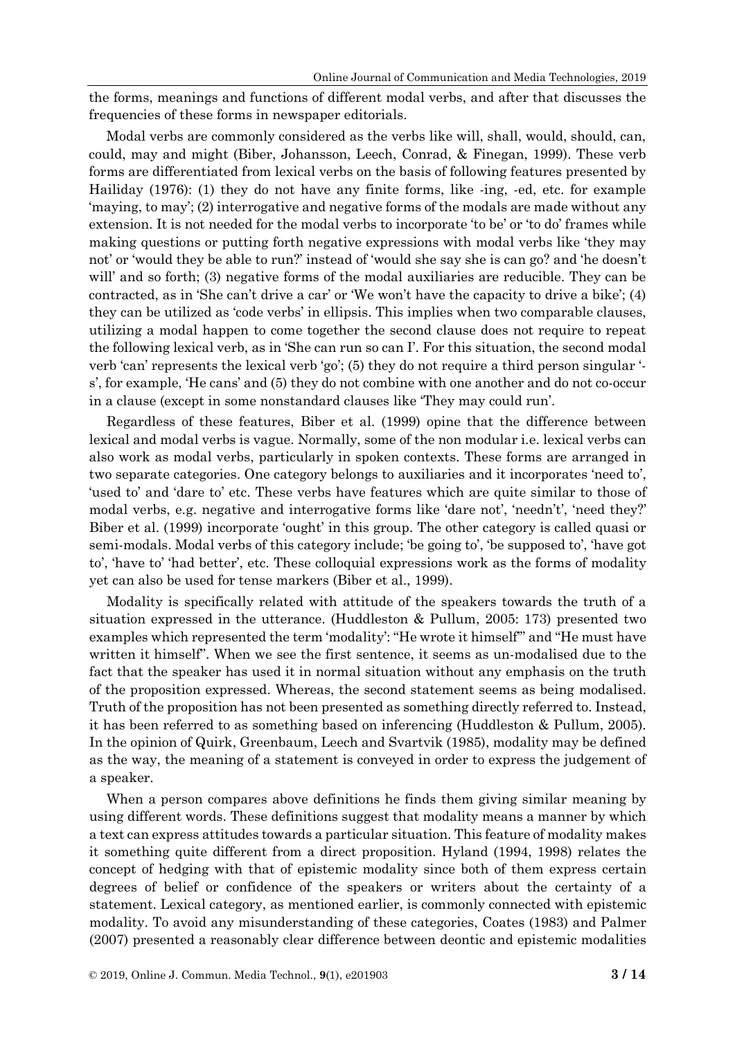the forms, meanings and functions of different modal verbs, and after that discusses the frequencies of these forms in newspaper editorials.

Modal verbs are commonly considered as the verbs like will, shall, would, should, can, could, may and might (Biber, Johansson, Leech, Conrad, & Finegan, 1999). These verb forms are differentiated from lexical verbs on the basis of following features presented by Hailiday (1976): (1) they do not have any finite forms, like -ing, -ed, etc. for example 'maying, to may'; (2) interrogative and negative forms of the modals are made without any extension. It is not needed for the modal verbs to incorporate 'to be' or 'to do' frames while making questions or putting forth negative expressions with modal verbs like 'they may not' or 'would they be able to run?' instead of 'would she say she is can go? and 'he doesn't will' and so forth; (3) negative forms of the modal auxiliaries are reducible. They can be contracted, as in 'She can't drive a car' or 'We won't have the capacity to drive a bike'; (4) they can be utilized as 'code verbs' in ellipsis. This implies when two comparable clauses, utilizing a modal happen to come together the second clause does not require to repeat the following lexical verb, as in 'She can run so can I'. For this situation, the second modal verb 'can' represents the lexical verb 'go'; (5) they do not require a third person singular '-s', for example, 'He cans' and (5) they do not combine with one another and do not co-occur in a clause (except in some nonstandard clauses like 'They may could run'.

Regardless of these features, Biber et al. (1999) opine that the difference between lexical and modal verbs is vague. Normally, some of the non modular i.e. lexical verbs can also work as modal verbs, particularly in spoken contexts. These forms are arranged in two separate categories. One category belongs to auxiliaries and it incorporates 'need to', 'used to' and 'dare to' etc. These verbs have features which are quite similar to those of modal verbs, e.g. negative and interrogative forms like 'dare not', 'needn't', 'need they?' Biber et al. (1999) incorporate 'ought' in this group. The other category is called quasi or semi-modals. Modal verbs of this category include; 'be going to', 'be supposed to', 'have got to', 'have to' 'had better', etc. These colloquial expressions work as the forms of modality yet can also be used for tense markers (Biber et al., 1999).

Modality is specifically related with attitude of the speakers towards the truth of a situation expressed in the utterance. (Huddleston & Pullum, 2005: 173) presented two examples which represented the term 'modality': "He wrote it himself'" and "He must have written it himself". When we see the first sentence, it seems as un-modalised due to the fact that the speaker has used it in normal situation without any emphasis on the truth of the proposition expressed. Whereas, the second statement seems as being modalised. Truth of the proposition has not been presented as something directly referred to. Instead, it has been referred to as something based on inferencing (Huddleston & Pullum, 2005). In the opinion of Quirk, Greenbaum, Leech and Svartvik (1985), modality may be defined as the way, the meaning of a statement is conveyed in order to express the judgement of a speaker.

When a person compares above definitions he finds them giving similar meaning by using different words. These definitions suggest that modality means a manner by which a text can express attitudes towards a particular situation. This feature of modality makes it something quite different from a direct proposition. Hyland (1994, 1998) relates the concept of hedging with that of epistemic modality since both of them express certain degrees of belief or confidence of the speakers or writers about the certainty of a statement. Lexical category, as mentioned earlier, is commonly connected with epistemic modality. To avoid any misunderstanding of these categories, Coates (1983) and Palmer (2007) presented a reasonably clear difference between deontic and epistemic modalities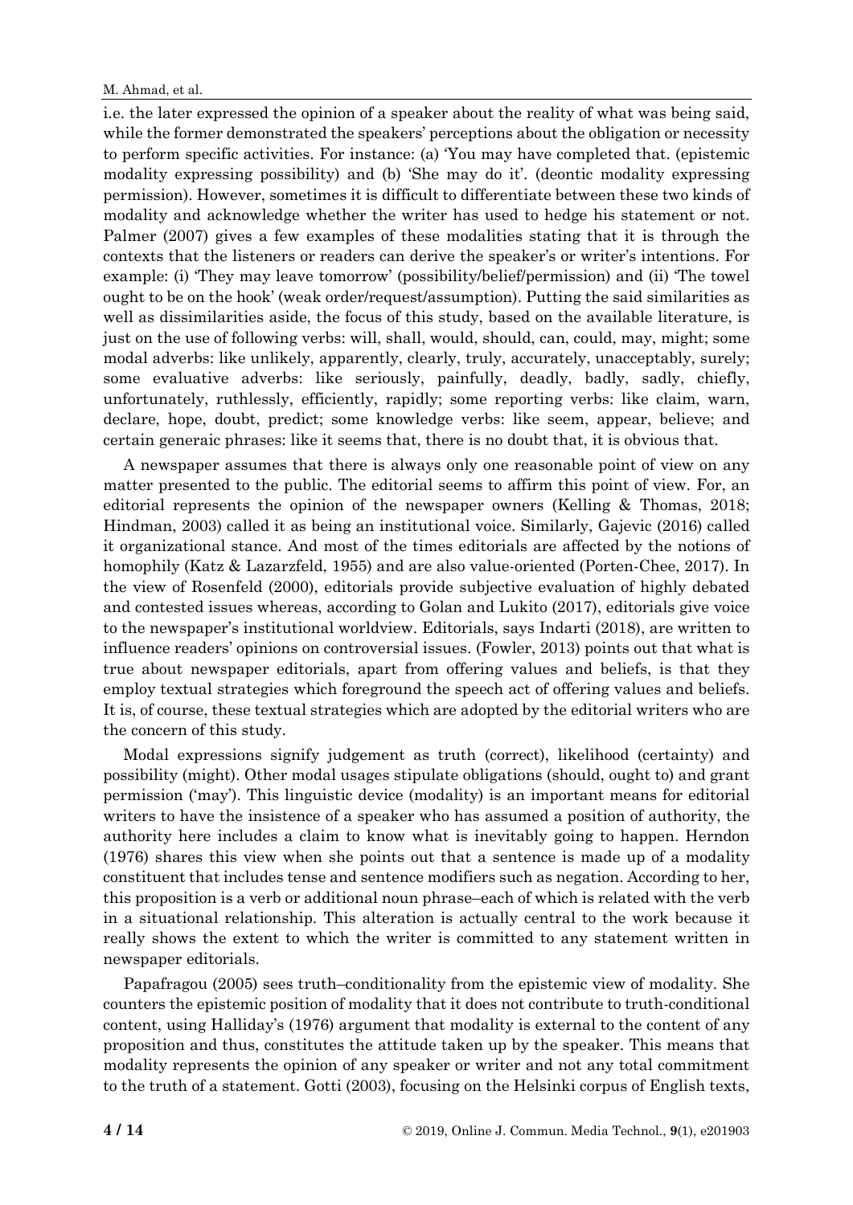i.e. the later expressed the opinion of a speaker about the reality of what was being said, while the former demonstrated the speakers' perceptions about the obligation or necessity to perform specific activities. For instance: (a) 'You may have completed that. (epistemic modality expressing possibility) and (b) 'She may do it'. (deontic modality expressing permission). However, sometimes it is difficult to differentiate between these two kinds of modality and acknowledge whether the writer has used to hedge his statement or not. Palmer (2007) gives a few examples of these modalities stating that it is through the contexts that the listeners or readers can derive the speaker's or writer's intentions. For example: (i) 'They may leave tomorrow' (possibility/belief/permission) and (ii) 'The towel ought to be on the hook' (weak order/request/assumption). Putting the said similarities as well as dissimilarities aside, the focus of this study, based on the available literature, is just on the use of following verbs: will, shall, would, should, can, could, may, might; some modal adverbs: like unlikely, apparently, clearly, truly, accurately, unacceptably, surely; some evaluative adverbs: like seriously, painfully, deadly, badly, sadly, chiefly, unfortunately, ruthlessly, efficiently, rapidly; some reporting verbs: like claim, warn, declare, hope, doubt, predict; some knowledge verbs: like seem, appear, believe; and certain generaic phrases: like it seems that, there is no doubt that, it is obvious that.

A newspaper assumes that there is always only one reasonable point of view on any matter presented to the public. The editorial seems to affirm this point of view. For, an editorial represents the opinion of the newspaper owners (Kelling & Thomas, 2018; Hindman, 2003) called it as being an institutional voice. Similarly, Gajevic (2016) called it organizational stance. And most of the times editorials are affected by the notions of homophily (Katz & Lazarzfeld, 1955) and are also value-oriented (Porten-Chee, 2017). In the view of Rosenfeld (2000), editorials provide subjective evaluation of highly debated and contested issues whereas, according to Golan and Lukito (2017), editorials give voice to the newspaper's institutional worldview. Editorials, says Indarti (2018), are written to influence readers' opinions on controversial issues. (Fowler, 2013) points out that what is true about newspaper editorials, apart from offering values and beliefs, is that they employ textual strategies which foreground the speech act of offering values and beliefs. It is, of course, these textual strategies which are adopted by the editorial writers who are the concern of this study.

Modal expressions signify judgement as truth (correct), likelihood (certainty) and possibility (might). Other modal usages stipulate obligations (should, ought to) and grant permission ('may'). This linguistic device (modality) is an important means for editorial writers to have the insistence of a speaker who has assumed a position of authority, the authority here includes a claim to know what is inevitably going to happen. Herndon (1976) shares this view when she points out that a sentence is made up of a modality constituent that includes tense and sentence modifiers such as negation. According to her, this proposition is a verb or additional noun phrase–each of which is related with the verb in a situational relationship. This alteration is actually central to the work because it really shows the extent to which the writer is committed to any statement written in newspaper editorials.

Papafragou (2005) sees truth–conditionality from the epistemic view of modality. She counters the epistemic position of modality that it does not contribute to truth-conditional content, using Halliday's (1976) argument that modality is external to the content of any proposition and thus, constitutes the attitude taken up by the speaker. This means that modality represents the opinion of any speaker or writer and not any total commitment to the truth of a statement. Gotti (2003), focusing on the Helsinki corpus of English texts,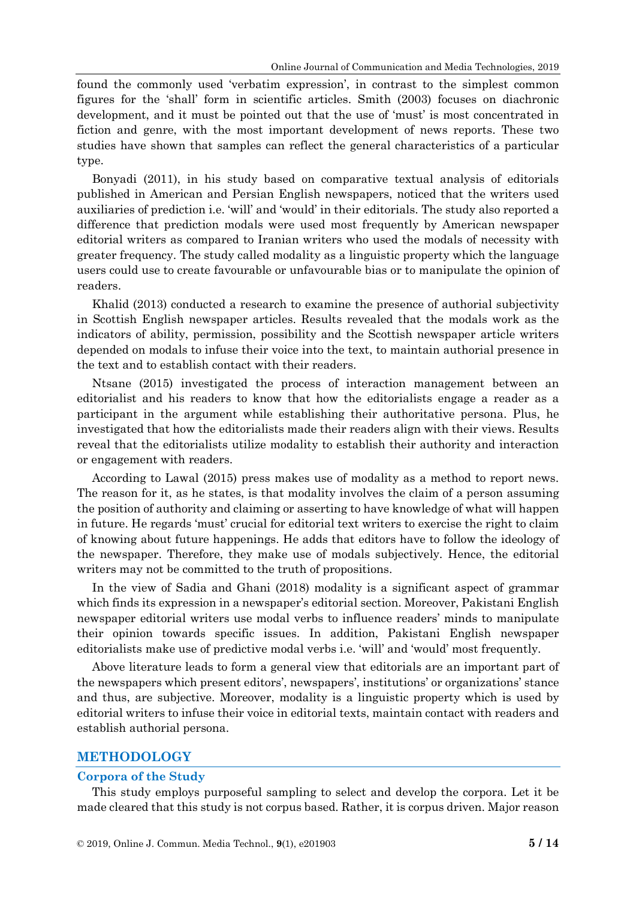found the commonly used 'verbatim expression', in contrast to the simplest common figures for the 'shall' form in scientific articles. Smith (2003) focuses on diachronic development, and it must be pointed out that the use of 'must' is most concentrated in fiction and genre, with the most important development of news reports. These two studies have shown that samples can reflect the general characteristics of a particular type.

Bonyadi (2011), in his study based on comparative textual analysis of editorials published in American and Persian English newspapers, noticed that the writers used auxiliaries of prediction i.e. 'will' and 'would' in their editorials. The study also reported a difference that prediction modals were used most frequently by American newspaper editorial writers as compared to Iranian writers who used the modals of necessity with greater frequency. The study called modality as a linguistic property which the language users could use to create favourable or unfavourable bias or to manipulate the opinion of readers.

Khalid (2013) conducted a research to examine the presence of authorial subjectivity in Scottish English newspaper articles. Results revealed that the modals work as the indicators of ability, permission, possibility and the Scottish newspaper article writers depended on modals to infuse their voice into the text, to maintain authorial presence in the text and to establish contact with their readers.

Ntsane (2015) investigated the process of interaction management between an editorialist and his readers to know that how the editorialists engage a reader as a participant in the argument while establishing their authoritative persona. Plus, he investigated that how the editorialists made their readers align with their views. Results reveal that the editorialists utilize modality to establish their authority and interaction or engagement with readers.

According to Lawal (2015) press makes use of modality as a method to report news. The reason for it, as he states, is that modality involves the claim of a person assuming the position of authority and claiming or asserting to have knowledge of what will happen in future. He regards 'must' crucial for editorial text writers to exercise the right to claim of knowing about future happenings. He adds that editors have to follow the ideology of the newspaper. Therefore, they make use of modals subjectively. Hence, the editorial writers may not be committed to the truth of propositions.

In the view of Sadia and Ghani (2018) modality is a significant aspect of grammar which finds its expression in a newspaper's editorial section. Moreover, Pakistani English newspaper editorial writers use modal verbs to influence readers' minds to manipulate their opinion towards specific issues. In addition, Pakistani English newspaper editorialists make use of predictive modal verbs i.e. 'will' and 'would' most frequently.

Above literature leads to form a general view that editorials are an important part of the newspapers which present editors', newspapers', institutions' or organizations' stance and thus, are subjective. Moreover, modality is a linguistic property which is used by editorial writers to infuse their voice in editorial texts, maintain contact with readers and establish authorial persona.

## METHODOLOGY

### Corpora of the Study

This study employs purposeful sampling to select and develop the corpora. Let it be made cleared that this study is not corpus based. Rather, it is corpus driven. Major reason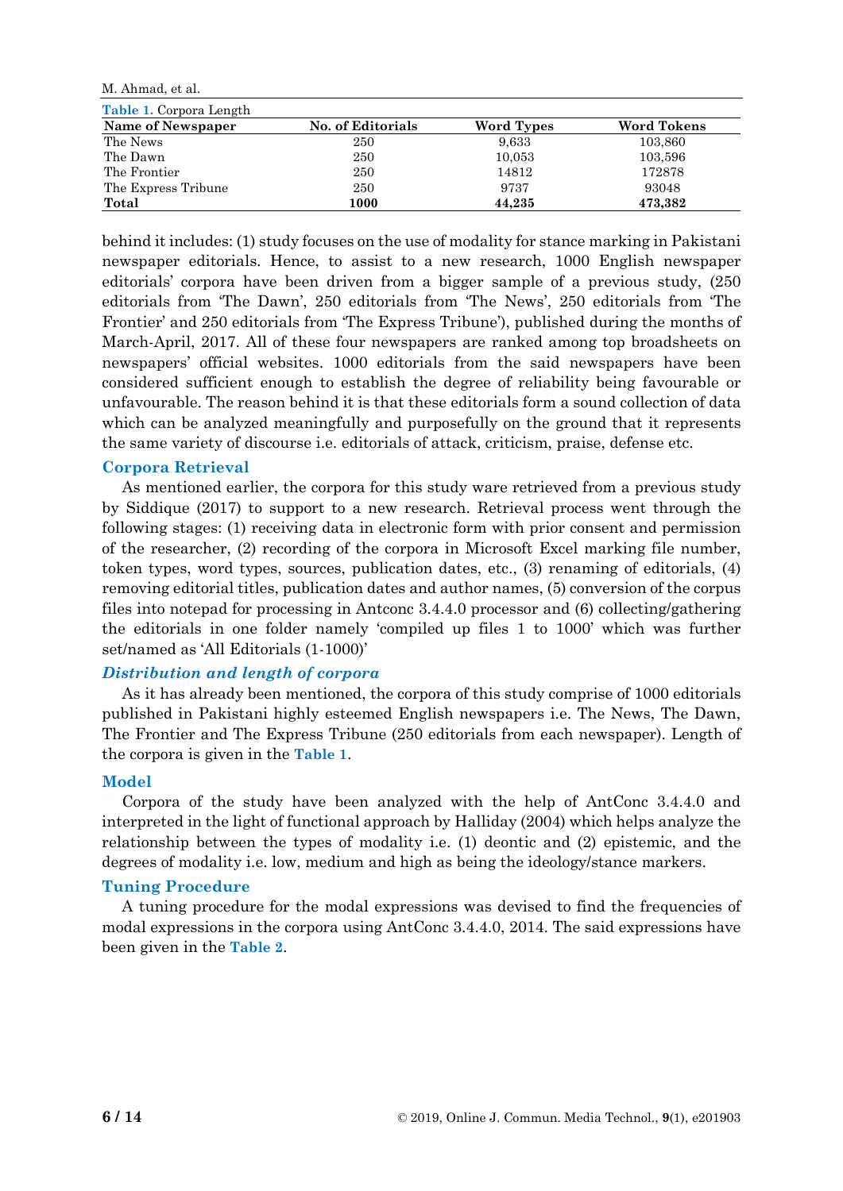Table 1. Corpora Length

| Name of Newspaper | No. of Editorials | Word Types | Word Tokens |
|---|---|---|---|
| The News | 250 | 9,633 | 103,860 |
| The Dawn | 250 | 10,053 | 103,596 |
| The Frontier | 250 | 14812 | 172878 |
| The Express Tribune | 250 | 9737 | 93048 |
| **Total** | **1000** | **44,235** | **473,382** |

behind it includes: (1) study focuses on the use of modality for stance marking in Pakistani newspaper editorials. Hence, to assist to a new research, 1000 English newspaper editorials' corpora have been driven from a bigger sample of a previous study, (250 editorials from 'The Dawn', 250 editorials from 'The News', 250 editorials from 'The Frontier' and 250 editorials from 'The Express Tribune'), published during the months of March-April, 2017. All of these four newspapers are ranked among top broadsheets on newspapers' official websites. 1000 editorials from the said newspapers have been considered sufficient enough to establish the degree of reliability being favourable or unfavourable. The reason behind it is that these editorials form a sound collection of data which can be analyzed meaningfully and purposefully on the ground that it represents the same variety of discourse i.e. editorials of attack, criticism, praise, defense etc.

## Corpora Retrieval

As mentioned earlier, the corpora for this study ware retrieved from a previous study by Siddique (2017) to support to a new research. Retrieval process went through the following stages: (1) receiving data in electronic form with prior consent and permission of the researcher, (2) recording of the corpora in Microsoft Excel marking file number, token types, word types, sources, publication dates, etc., (3) renaming of editorials, (4) removing editorial titles, publication dates and author names, (5) conversion of the corpus files into notepad for processing in Antconc 3.4.4.0 processor and (6) collecting/gathering the editorials in one folder namely 'compiled up files 1 to 1000' which was further set/named as 'All Editorials (1-1000)'

### *Distribution and length of corpora*

As it has already been mentioned, the corpora of this study comprise of 1000 editorials published in Pakistani highly esteemed English newspapers i.e. The News, The Dawn, The Frontier and The Express Tribune (250 editorials from each newspaper). Length of the corpora is given in the Table 1.

## Model

Corpora of the study have been analyzed with the help of AntConc 3.4.4.0 and interpreted in the light of functional approach by Halliday (2004) which helps analyze the relationship between the types of modality i.e. (1) deontic and (2) epistemic, and the degrees of modality i.e. low, medium and high as being the ideology/stance markers.

## Tuning Procedure

A tuning procedure for the modal expressions was devised to find the frequencies of modal expressions in the corpora using AntConc 3.4.4.0, 2014. The said expressions have been given in the Table 2.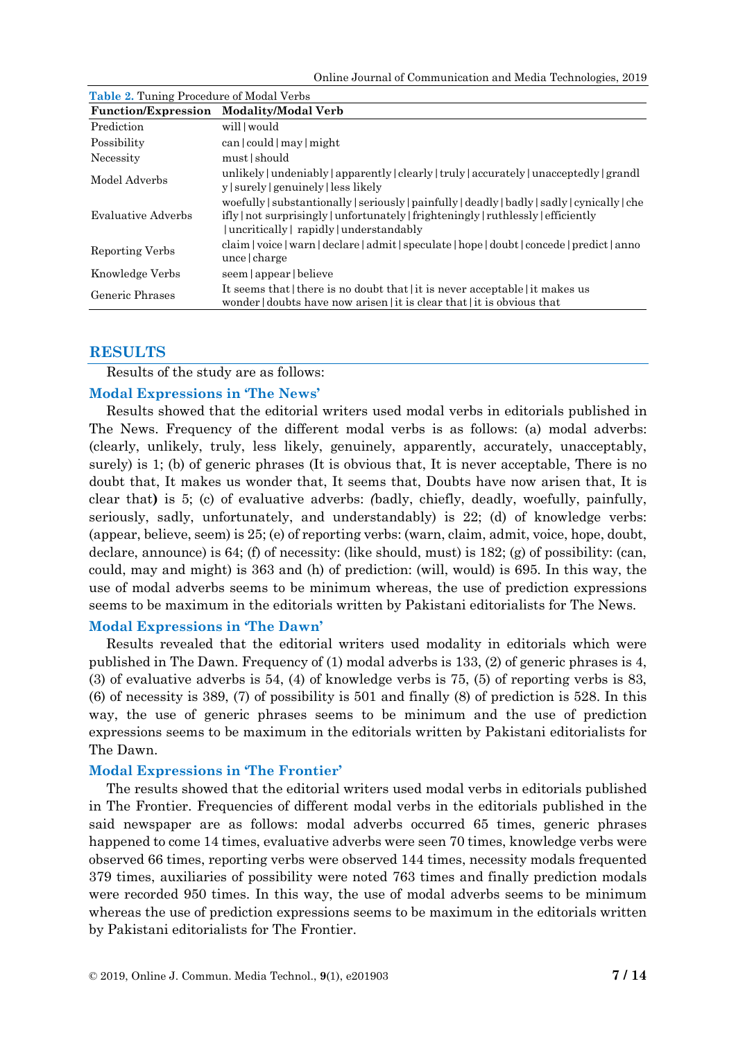**Table 2.** Tuning Procedure of Modal Verbs

| Function/Expression | Modality/Modal Verb |
|---|---|
| Prediction | will \| would |
| Possibility | can \| could \| may \| might |
| Necessity | must \| should |
| Model Adverbs | unlikely \| undeniably \| apparently \| clearly \| truly \| accurately \| unacceptedly \| grandly \| surely \| genuinely \| less likely |
| Evaluative Adverbs | woefully \| substantionally \| seriously \| painfully \| deadly \| badly \| sadly \| cynically \| chiefly \| not surprisingly \| unfortunately \| frighteningly \| ruthlessly \| efficiently \| uncritically \| rapidly \| understandably |
| Reporting Verbs | claim \| voice \| warn \| declare \| admit \| speculate \| hope \| doubt \| concede \| predict \| announce \| charge |
| Knowledge Verbs | seem \| appear \| believe |
| Generic Phrases | It seems that \| there is no doubt that \| it is never acceptable \| it makes us wonder \| doubts have now arisen \| it is clear that \| it is obvious that |

## RESULTS

Results of the study are as follows:

### Modal Expressions in 'The News'

Results showed that the editorial writers used modal verbs in editorials published in The News. Frequency of the different modal verbs is as follows: (a) modal adverbs: (clearly, unlikely, truly, less likely, genuinely, apparently, accurately, unacceptably, surely) is 1; (b) of generic phrases (It is obvious that, It is never acceptable, There is no doubt that, It makes us wonder that, It seems that, Doubts have now arisen that, It is clear that**)** is 5; (c) of evaluative adverbs: *(*badly, chiefly, deadly, woefully, painfully, seriously, sadly, unfortunately, and understandably) is 22; (d) of knowledge verbs: (appear, believe, seem) is 25; (e) of reporting verbs: (warn, claim, admit, voice, hope, doubt, declare, announce) is 64; (f) of necessity: (like should, must) is 182; (g) of possibility: (can, could, may and might) is 363 and (h) of prediction: (will, would) is 695. In this way, the use of modal adverbs seems to be minimum whereas, the use of prediction expressions seems to be maximum in the editorials written by Pakistani editorialists for The News.

### Modal Expressions in 'The Dawn'

Results revealed that the editorial writers used modality in editorials which were published in The Dawn. Frequency of (1) modal adverbs is 133, (2) of generic phrases is 4, (3) of evaluative adverbs is 54, (4) of knowledge verbs is 75, (5) of reporting verbs is 83, (6) of necessity is 389, (7) of possibility is 501 and finally (8) of prediction is 528. In this way, the use of generic phrases seems to be minimum and the use of prediction expressions seems to be maximum in the editorials written by Pakistani editorialists for The Dawn.

### Modal Expressions in 'The Frontier'

The results showed that the editorial writers used modal verbs in editorials published in The Frontier. Frequencies of different modal verbs in the editorials published in the said newspaper are as follows: modal adverbs occurred 65 times, generic phrases happened to come 14 times, evaluative adverbs were seen 70 times, knowledge verbs were observed 66 times, reporting verbs were observed 144 times, necessity modals frequented 379 times, auxiliaries of possibility were noted 763 times and finally prediction modals were recorded 950 times. In this way, the use of modal adverbs seems to be minimum whereas the use of prediction expressions seems to be maximum in the editorials written by Pakistani editorialists for The Frontier.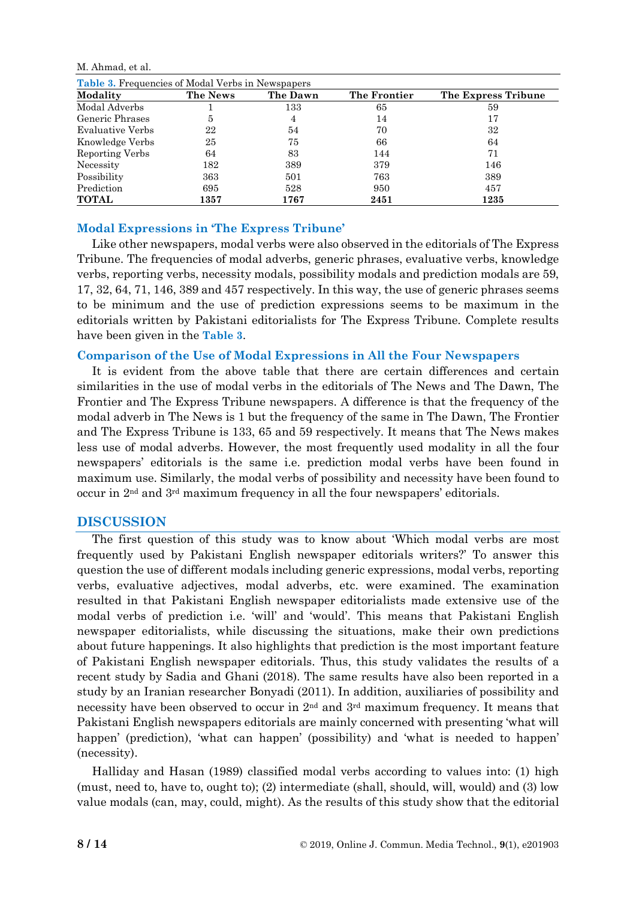**Table 3.** Frequencies of Modal Verbs in Newspapers

| Modality | The News | The Dawn | The Frontier | The Express Tribune |
|---|---|---|---|---|
| Modal Adverbs | 1 | 133 | 65 | 59 |
| Generic Phrases | 5 | 4 | 14 | 17 |
| Evaluative Verbs | 22 | 54 | 70 | 32 |
| Knowledge Verbs | 25 | 75 | 66 | 64 |
| Reporting Verbs | 64 | 83 | 144 | 71 |
| Necessity | 182 | 389 | 379 | 146 |
| Possibility | 363 | 501 | 763 | 389 |
| Prediction | 695 | 528 | 950 | 457 |
| **TOTAL** | **1357** | **1767** | **2451** | **1235** |

### Modal Expressions in 'The Express Tribune'

Like other newspapers, modal verbs were also observed in the editorials of The Express Tribune. The frequencies of modal adverbs, generic phrases, evaluative verbs, knowledge verbs, reporting verbs, necessity modals, possibility modals and prediction modals are 59, 17, 32, 64, 71, 146, 389 and 457 respectively. In this way, the use of generic phrases seems to be minimum and the use of prediction expressions seems to be maximum in the editorials written by Pakistani editorialists for The Express Tribune. Complete results have been given in the **Table 3**.

### Comparison of the Use of Modal Expressions in All the Four Newspapers

It is evident from the above table that there are certain differences and certain similarities in the use of modal verbs in the editorials of The News and The Dawn, The Frontier and The Express Tribune newspapers. A difference is that the frequency of the modal adverb in The News is 1 but the frequency of the same in The Dawn, The Frontier and The Express Tribune is 133, 65 and 59 respectively. It means that The News makes less use of modal adverbs. However, the most frequently used modality in all the four newspapers' editorials is the same i.e. prediction modal verbs have been found in maximum use. Similarly, the modal verbs of possibility and necessity have been found to occur in 2nd and 3rd maximum frequency in all the four newspapers' editorials.

## DISCUSSION

The first question of this study was to know about 'Which modal verbs are most frequently used by Pakistani English newspaper editorials writers?' To answer this question the use of different modals including generic expressions, modal verbs, reporting verbs, evaluative adjectives, modal adverbs, etc. were examined. The examination resulted in that Pakistani English newspaper editorialists made extensive use of the modal verbs of prediction i.e. 'will' and 'would'. This means that Pakistani English newspaper editorialists, while discussing the situations, make their own predictions about future happenings. It also highlights that prediction is the most important feature of Pakistani English newspaper editorials. Thus, this study validates the results of a recent study by Sadia and Ghani (2018). The same results have also been reported in a study by an Iranian researcher Bonyadi (2011). In addition, auxiliaries of possibility and necessity have been observed to occur in 2nd and 3rd maximum frequency. It means that Pakistani English newspapers editorials are mainly concerned with presenting 'what will happen' (prediction), 'what can happen' (possibility) and 'what is needed to happen' (necessity).

Halliday and Hasan (1989) classified modal verbs according to values into: (1) high (must, need to, have to, ought to); (2) intermediate (shall, should, will, would) and (3) low value modals (can, may, could, might). As the results of this study show that the editorial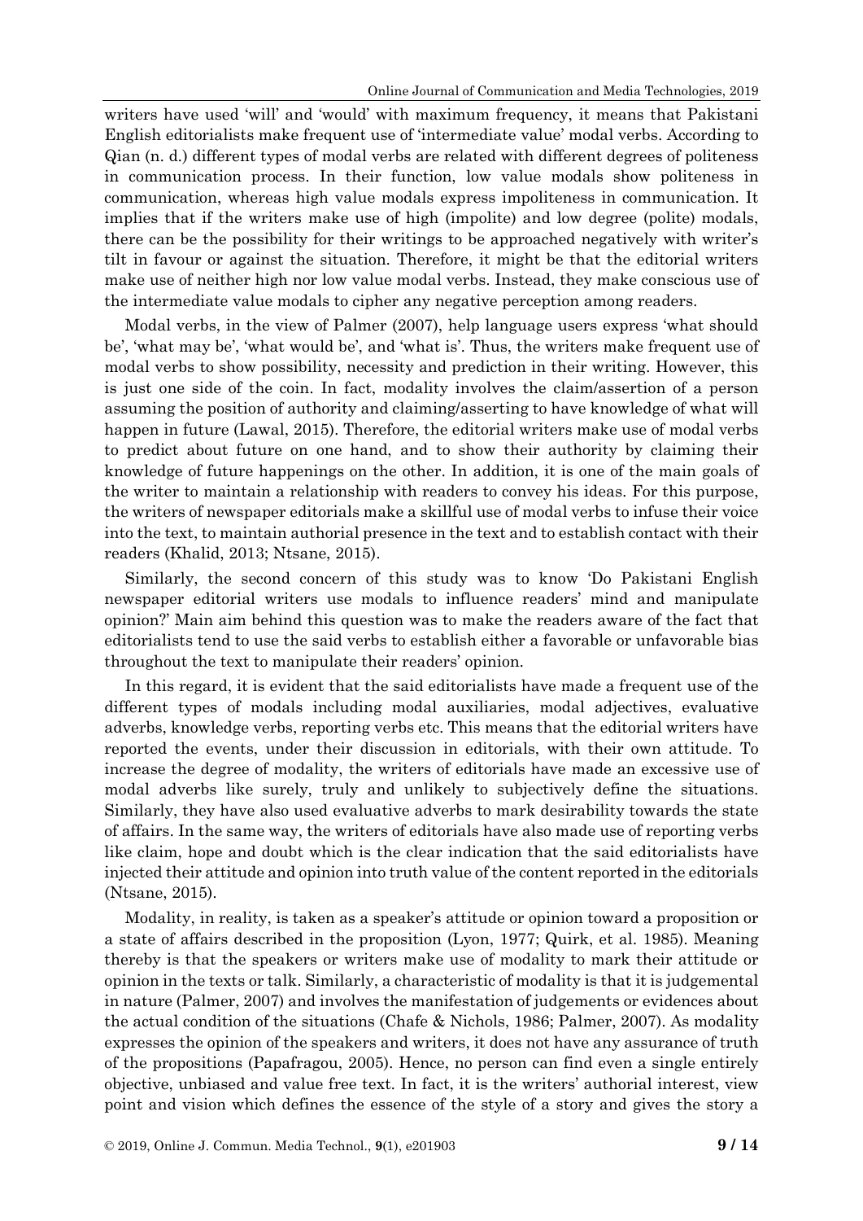writers have used 'will' and 'would' with maximum frequency, it means that Pakistani English editorialists make frequent use of 'intermediate value' modal verbs. According to Qian (n. d.) different types of modal verbs are related with different degrees of politeness in communication process. In their function, low value modals show politeness in communication, whereas high value modals express impoliteness in communication. It implies that if the writers make use of high (impolite) and low degree (polite) modals, there can be the possibility for their writings to be approached negatively with writer's tilt in favour or against the situation. Therefore, it might be that the editorial writers make use of neither high nor low value modal verbs. Instead, they make conscious use of the intermediate value modals to cipher any negative perception among readers.

Modal verbs, in the view of Palmer (2007), help language users express 'what should be', 'what may be', 'what would be', and 'what is'. Thus, the writers make frequent use of modal verbs to show possibility, necessity and prediction in their writing. However, this is just one side of the coin. In fact, modality involves the claim/assertion of a person assuming the position of authority and claiming/asserting to have knowledge of what will happen in future (Lawal, 2015). Therefore, the editorial writers make use of modal verbs to predict about future on one hand, and to show their authority by claiming their knowledge of future happenings on the other. In addition, it is one of the main goals of the writer to maintain a relationship with readers to convey his ideas. For this purpose, the writers of newspaper editorials make a skillful use of modal verbs to infuse their voice into the text, to maintain authorial presence in the text and to establish contact with their readers (Khalid, 2013; Ntsane, 2015).

Similarly, the second concern of this study was to know 'Do Pakistani English newspaper editorial writers use modals to influence readers' mind and manipulate opinion?' Main aim behind this question was to make the readers aware of the fact that editorialists tend to use the said verbs to establish either a favorable or unfavorable bias throughout the text to manipulate their readers' opinion.

In this regard, it is evident that the said editorialists have made a frequent use of the different types of modals including modal auxiliaries, modal adjectives, evaluative adverbs, knowledge verbs, reporting verbs etc. This means that the editorial writers have reported the events, under their discussion in editorials, with their own attitude. To increase the degree of modality, the writers of editorials have made an excessive use of modal adverbs like surely, truly and unlikely to subjectively define the situations. Similarly, they have also used evaluative adverbs to mark desirability towards the state of affairs. In the same way, the writers of editorials have also made use of reporting verbs like claim, hope and doubt which is the clear indication that the said editorialists have injected their attitude and opinion into truth value of the content reported in the editorials (Ntsane, 2015).

Modality, in reality, is taken as a speaker's attitude or opinion toward a proposition or a state of affairs described in the proposition (Lyon, 1977; Quirk, et al. 1985). Meaning thereby is that the speakers or writers make use of modality to mark their attitude or opinion in the texts or talk. Similarly, a characteristic of modality is that it is judgemental in nature (Palmer, 2007) and involves the manifestation of judgements or evidences about the actual condition of the situations (Chafe & Nichols, 1986; Palmer, 2007). As modality expresses the opinion of the speakers and writers, it does not have any assurance of truth of the propositions (Papafragou, 2005). Hence, no person can find even a single entirely objective, unbiased and value free text. In fact, it is the writers' authorial interest, view point and vision which defines the essence of the style of a story and gives the story a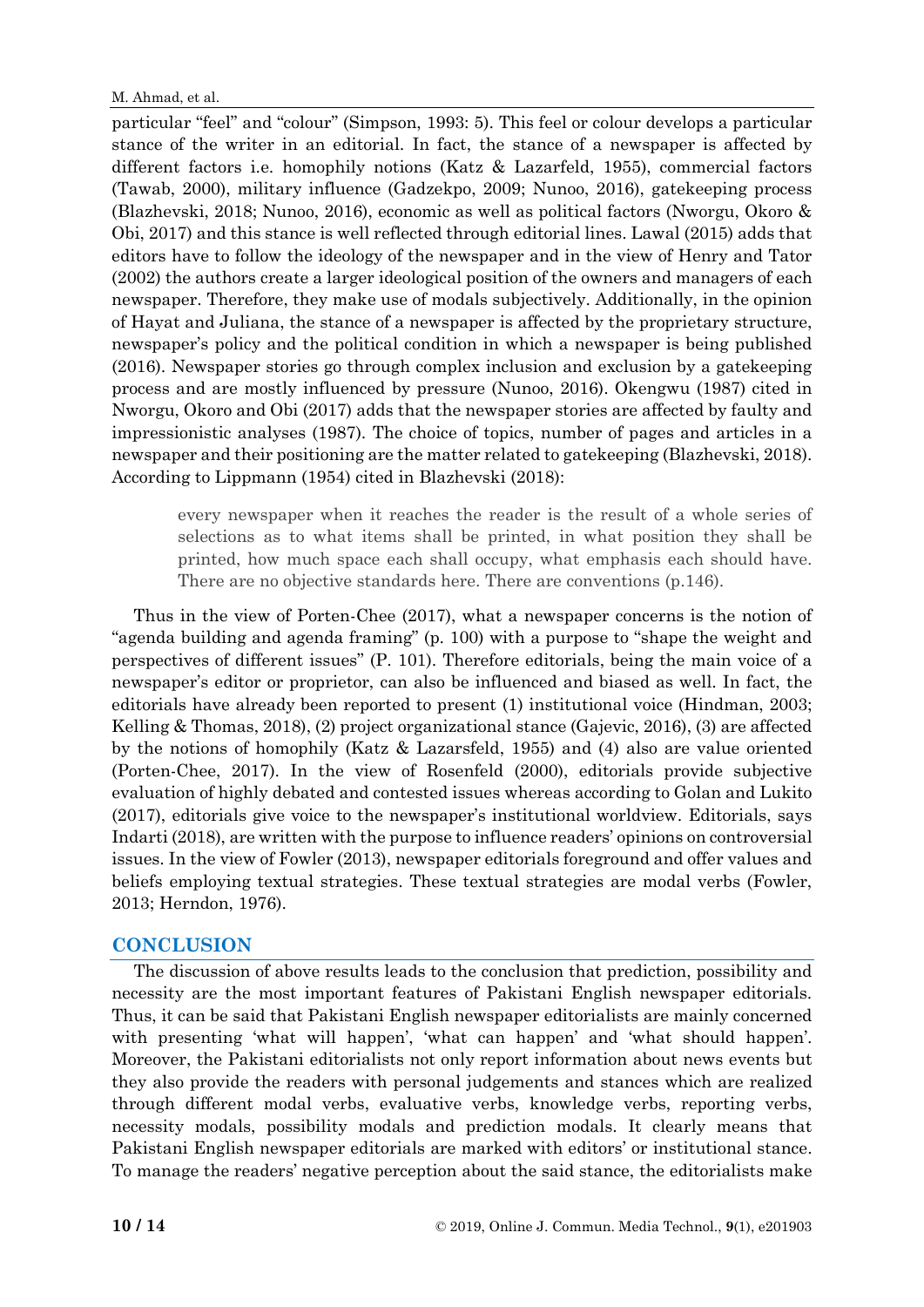particular "feel" and "colour" (Simpson, 1993: 5). This feel or colour develops a particular stance of the writer in an editorial. In fact, the stance of a newspaper is affected by different factors i.e. homophily notions (Katz & Lazarfeld, 1955), commercial factors (Tawab, 2000), military influence (Gadzekpo, 2009; Nunoo, 2016), gatekeeping process (Blazhevski, 2018; Nunoo, 2016), economic as well as political factors (Nworgu, Okoro & Obi, 2017) and this stance is well reflected through editorial lines. Lawal (2015) adds that editors have to follow the ideology of the newspaper and in the view of Henry and Tator (2002) the authors create a larger ideological position of the owners and managers of each newspaper. Therefore, they make use of modals subjectively. Additionally, in the opinion of Hayat and Juliana, the stance of a newspaper is affected by the proprietary structure, newspaper's policy and the political condition in which a newspaper is being published (2016). Newspaper stories go through complex inclusion and exclusion by a gatekeeping process and are mostly influenced by pressure (Nunoo, 2016). Okengwu (1987) cited in Nworgu, Okoro and Obi (2017) adds that the newspaper stories are affected by faulty and impressionistic analyses (1987). The choice of topics, number of pages and articles in a newspaper and their positioning are the matter related to gatekeeping (Blazhevski, 2018). According to Lippmann (1954) cited in Blazhevski (2018):

> every newspaper when it reaches the reader is the result of a whole series of selections as to what items shall be printed, in what position they shall be printed, how much space each shall occupy, what emphasis each should have. There are no objective standards here. There are conventions (p.146).

Thus in the view of Porten-Chee (2017), what a newspaper concerns is the notion of "agenda building and agenda framing" (p. 100) with a purpose to "shape the weight and perspectives of different issues" (P. 101). Therefore editorials, being the main voice of a newspaper's editor or proprietor, can also be influenced and biased as well. In fact, the editorials have already been reported to present (1) institutional voice (Hindman, 2003; Kelling & Thomas, 2018), (2) project organizational stance (Gajevic, 2016), (3) are affected by the notions of homophily (Katz & Lazarsfeld, 1955) and (4) also are value oriented (Porten-Chee, 2017). In the view of Rosenfeld (2000), editorials provide subjective evaluation of highly debated and contested issues whereas according to Golan and Lukito (2017), editorials give voice to the newspaper's institutional worldview. Editorials, says Indarti (2018), are written with the purpose to influence readers' opinions on controversial issues. In the view of Fowler (2013), newspaper editorials foreground and offer values and beliefs employing textual strategies. These textual strategies are modal verbs (Fowler, 2013; Herndon, 1976).

## CONCLUSION

The discussion of above results leads to the conclusion that prediction, possibility and necessity are the most important features of Pakistani English newspaper editorials. Thus, it can be said that Pakistani English newspaper editorialists are mainly concerned with presenting 'what will happen', 'what can happen' and 'what should happen'. Moreover, the Pakistani editorialists not only report information about news events but they also provide the readers with personal judgements and stances which are realized through different modal verbs, evaluative verbs, knowledge verbs, reporting verbs, necessity modals, possibility modals and prediction modals. It clearly means that Pakistani English newspaper editorials are marked with editors' or institutional stance. To manage the readers' negative perception about the said stance, the editorialists make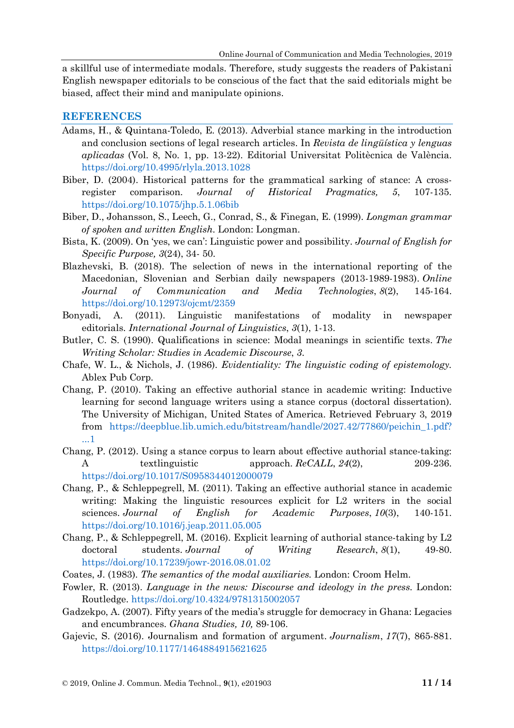a skillful use of intermediate modals. Therefore, study suggests the readers of Pakistani English newspaper editorials to be conscious of the fact that the said editorials might be biased, affect their mind and manipulate opinions.

## REFERENCES

Adams, H., & Quintana-Toledo, E. (2013). Adverbial stance marking in the introduction and conclusion sections of legal research articles. In *Revista de lingüística y lenguas aplicadas* (Vol. 8, No. 1, pp. 13-22). Editorial Universitat Politècnica de València. https://doi.org/10.4995/rlyla.2013.1028

Biber, D. (2004). Historical patterns for the grammatical sarking of stance: A cross-register comparison. *Journal of Historical Pragmatics, 5*, 107-135. https://doi.org/10.1075/jhp.5.1.06bib

Biber, D., Johansson, S., Leech, G., Conrad, S., & Finegan, E. (1999). *Longman grammar of spoken and written English*. London: Longman.

Bista, K. (2009). On 'yes, we can': Linguistic power and possibility. *Journal of English for Specific Purpose, 3*(24), 34- 50.

Blazhevski, B. (2018). The selection of news in the international reporting of the Macedonian, Slovenian and Serbian daily newspapers (2013-1989-1983). *Online Journal of Communication and Media Technologies*, *8*(2), 145-164. https://doi.org/10.12973/ojcmt/2359

Bonyadi, A. (2011). Linguistic manifestations of modality in newspaper editorials. *International Journal of Linguistics*, *3*(1), 1-13.

Butler, C. S. (1990). Qualifications in science: Modal meanings in scientific texts. *The Writing Scholar: Studies in Academic Discourse*, *3*.

Chafe, W. L., & Nichols, J. (1986). *Evidentiality: The linguistic coding of epistemology.* Ablex Pub Corp.

Chang, P. (2010). Taking an effective authorial stance in academic writing: Inductive learning for second language writers using a stance corpus (doctoral dissertation). The University of Michigan, United States of America. Retrieved February 3, 2019 from https://deepblue.lib.umich.edu/bitstream/handle/2027.42/77860/peichin_1.pdf?...1

Chang, P. (2012). Using a stance corpus to learn about effective authorial stance-taking: A textlinguistic approach. *ReCALL*, *24*(2), 209-236. https://doi.org/10.1017/S0958344012000079

Chang, P., & Schleppegrell, M. (2011). Taking an effective authorial stance in academic writing: Making the linguistic resources explicit for L2 writers in the social sciences. *Journal of English for Academic Purposes*, *10*(3), 140-151. https://doi.org/10.1016/j.jeap.2011.05.005

Chang, P., & Schleppegrell, M. (2016). Explicit learning of authorial stance-taking by L2 doctoral students. *Journal of Writing Research*, *8*(1), 49-80. https://doi.org/10.17239/jowr-2016.08.01.02

Coates, J. (1983). *The semantics of the modal auxiliaries.* London: Croom Helm.

Fowler, R. (2013). *Language in the news: Discourse and ideology in the press.* London: Routledge. https://doi.org/10.4324/9781315002057

Gadzekpo, A. (2007). Fifty years of the media's struggle for democracy in Ghana: Legacies and encumbrances. *Ghana Studies, 10,* 89-106.

Gajevic, S. (2016). Journalism and formation of argument. *Journalism*, *17*(7), 865-881. https://doi.org/10.1177/1464884915621625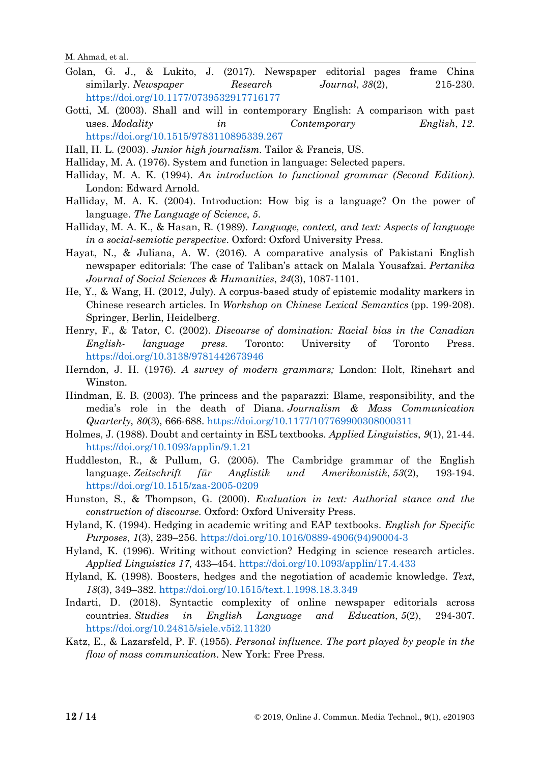Golan, G. J., & Lukito, J. (2017). Newspaper editorial pages frame China similarly. *Newspaper Research Journal*, *38*(2), 215-230. https://doi.org/10.1177/0739532917716177

Gotti, M. (2003). Shall and will in contemporary English: A comparison with past uses. *Modality in Contemporary English*, *12*. https://doi.org/10.1515/9783110895339.267

Hall, H. L. (2003). *Junior high journalism*. Tailor & Francis, US.

Halliday, M. A. (1976). System and function in language: Selected papers.

Halliday, M. A. K. (1994). *An introduction to functional grammar (Second Edition)*. London: Edward Arnold.

Halliday, M. A. K. (2004). Introduction: How big is a language? On the power of language. *The Language of Science*, *5*.

Halliday, M. A. K., & Hasan, R. (1989). *Language, context, and text: Aspects of language in a social-semiotic perspective*. Oxford: Oxford University Press.

Hayat, N., & Juliana, A. W. (2016). A comparative analysis of Pakistani English newspaper editorials: The case of Taliban's attack on Malala Yousafzai. *Pertanika Journal of Social Sciences & Humanities*, *24*(3), 1087-1101.

He, Y., & Wang, H. (2012, July). A corpus-based study of epistemic modality markers in Chinese research articles. In *Workshop on Chinese Lexical Semantics* (pp. 199-208). Springer, Berlin, Heidelberg.

Henry, F., & Tator, C. (2002). *Discourse of domination: Racial bias in the Canadian English- language press*. Toronto: University of Toronto Press. https://doi.org/10.3138/9781442673946

Herndon, J. H. (1976). *A survey of modern grammars;* London: Holt, Rinehart and Winston.

Hindman, E. B. (2003). The princess and the paparazzi: Blame, responsibility, and the media's role in the death of Diana. *Journalism & Mass Communication Quarterly*, *80*(3), 666-688. https://doi.org/10.1177/107769900308000311

Holmes, J. (1988). Doubt and certainty in ESL textbooks. *Applied Linguistics*, *9*(1), 21-44. https://doi.org/10.1093/applin/9.1.21

Huddleston, R., & Pullum, G. (2005). The Cambridge grammar of the English language. *Zeitschrift für Anglistik und Amerikanistik*, *53*(2), 193-194. https://doi.org/10.1515/zaa-2005-0209

Hunston, S., & Thompson, G. (2000). *Evaluation in text: Authorial stance and the construction of discourse*. Oxford: Oxford University Press.

Hyland, K. (1994). Hedging in academic writing and EAP textbooks. *English for Specific Purposes*, *1*(3), 239–256. https://doi.org/10.1016/0889-4906(94)90004-3

Hyland, K. (1996). Writing without conviction? Hedging in science research articles. *Applied Linguistics 17*, 433–454. https://doi.org/10.1093/applin/17.4.433

Hyland, K. (1998). Boosters, hedges and the negotiation of academic knowledge. *Text*, *18*(3), 349–382. https://doi.org/10.1515/text.1.1998.18.3.349

Indarti, D. (2018). Syntactic complexity of online newspaper editorials across countries. *Studies in English Language and Education*, *5*(2), 294-307. https://doi.org/10.24815/siele.v5i2.11320

Katz, E., & Lazarsfeld, P. F. (1955). *Personal influence. The part played by people in the flow of mass communication*. New York: Free Press.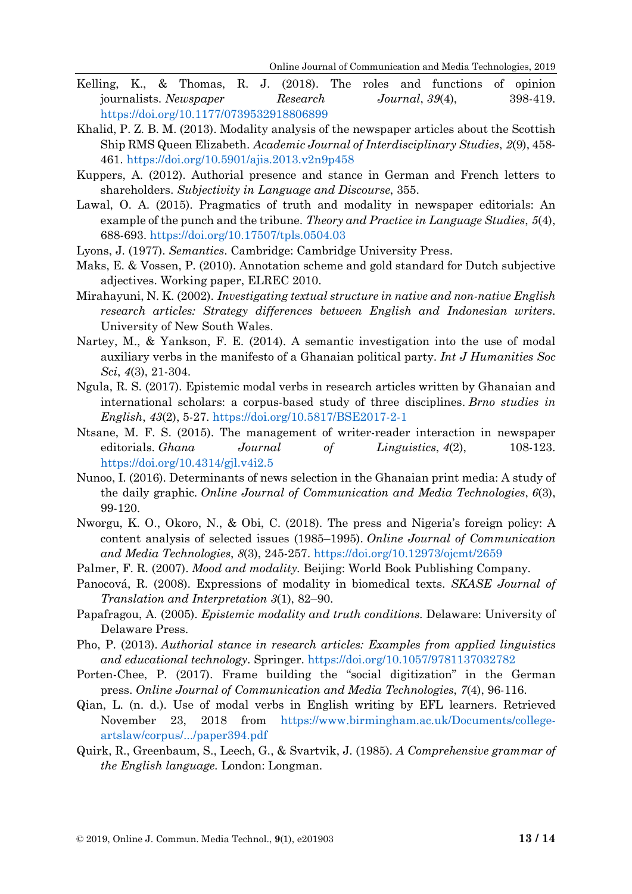Kelling, K., & Thomas, R. J. (2018). The roles and functions of opinion journalists. *Newspaper Research Journal*, *39*(4), 398-419. https://doi.org/10.1177/0739532918806899

Khalid, P. Z. B. M. (2013). Modality analysis of the newspaper articles about the Scottish Ship RMS Queen Elizabeth. *Academic Journal of Interdisciplinary Studies*, *2*(9), 458-461. https://doi.org/10.5901/ajis.2013.v2n9p458

Kuppers, A. (2012). Authorial presence and stance in German and French letters to shareholders. *Subjectivity in Language and Discourse*, 355.

Lawal, O. A. (2015). Pragmatics of truth and modality in newspaper editorials: An example of the punch and the tribune. *Theory and Practice in Language Studies*, *5*(4), 688-693. https://doi.org/10.17507/tpls.0504.03

Lyons, J. (1977). *Semantics*. Cambridge: Cambridge University Press.

Maks, E. & Vossen, P. (2010). Annotation scheme and gold standard for Dutch subjective adjectives. Working paper, ELREC 2010.

Mirahayuni, N. K. (2002). *Investigating textual structure in native and non-native English research articles: Strategy differences between English and Indonesian writers*. University of New South Wales.

Nartey, M., & Yankson, F. E. (2014). A semantic investigation into the use of modal auxiliary verbs in the manifesto of a Ghanaian political party. *Int J Humanities Soc Sci*, *4*(3), 21-304.

Ngula, R. S. (2017). Epistemic modal verbs in research articles written by Ghanaian and international scholars: a corpus-based study of three disciplines. *Brno studies in English*, *43*(2), 5-27. https://doi.org/10.5817/BSE2017-2-1

Ntsane, M. F. S. (2015). The management of writer-reader interaction in newspaper editorials. *Ghana Journal of Linguistics*, *4*(2), 108-123. https://doi.org/10.4314/gjl.v4i2.5

Nunoo, I. (2016). Determinants of news selection in the Ghanaian print media: A study of the daily graphic. *Online Journal of Communication and Media Technologies*, *6*(3), 99-120.

Nworgu, K. O., Okoro, N., & Obi, C. (2018). The press and Nigeria's foreign policy: A content analysis of selected issues (1985–1995). *Online Journal of Communication and Media Technologies*, *8*(3), 245-257. https://doi.org/10.12973/ojcmt/2659

Palmer, F. R. (2007). *Mood and modality*. Beijing: World Book Publishing Company.

Panocová, R. (2008). Expressions of modality in biomedical texts. *SKASE Journal of Translation and Interpretation 3*(1), 82–90.

Papafragou, A. (2005). *Epistemic modality and truth conditions*. Delaware: University of Delaware Press.

Pho, P. (2013). *Authorial stance in research articles: Examples from applied linguistics and educational technology*. Springer. https://doi.org/10.1057/9781137032782

Porten-Chee, P. (2017). Frame building the "social digitization" in the German press. *Online Journal of Communication and Media Technologies*, *7*(4), 96-116.

Qian, L. (n. d.). Use of modal verbs in English writing by EFL learners. Retrieved November 23, 2018 from https://www.birmingham.ac.uk/Documents/college-artslaw/corpus/.../paper394.pdf

Quirk, R., Greenbaum, S., Leech, G., & Svartvik, J. (1985). *A Comprehensive grammar of the English language*. London: Longman.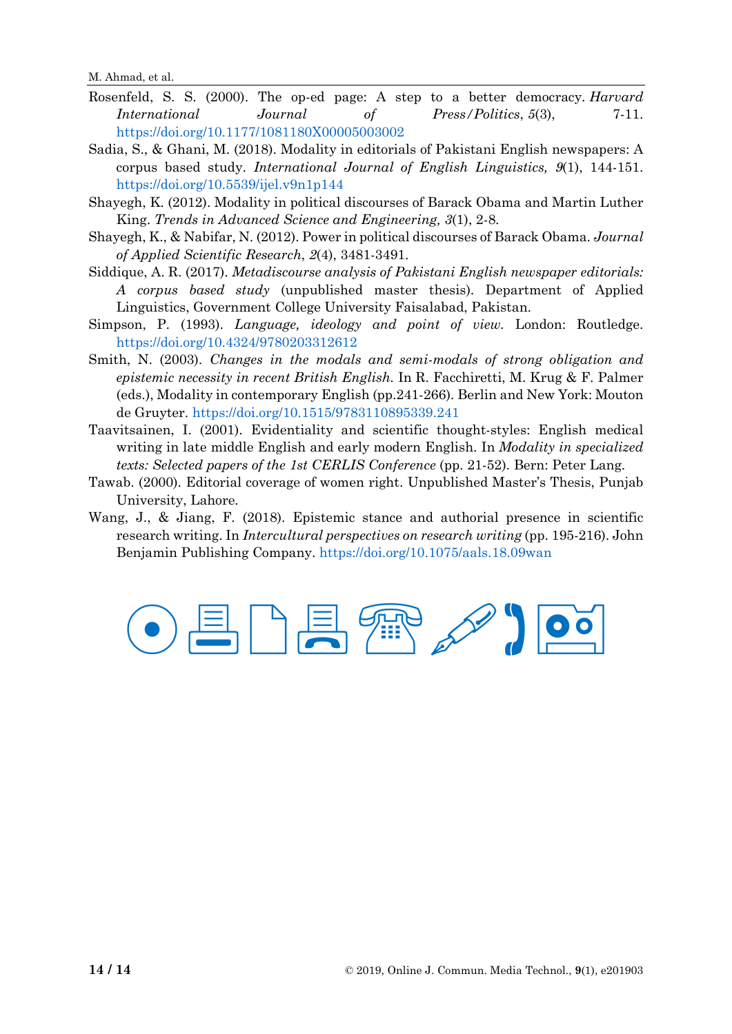Rosenfeld, S. S. (2000). The op-ed page: A step to a better democracy. *Harvard International Journal of Press/Politics*, *5*(3), 7-11. https://doi.org/10.1177/1081180X00005003002

Sadia, S., & Ghani, M. (2018). Modality in editorials of Pakistani English newspapers: A corpus based study. *International Journal of English Linguistics, 9*(1), 144-151. https://doi.org/10.5539/ijel.v9n1p144

Shayegh, K. (2012). Modality in political discourses of Barack Obama and Martin Luther King. *Trends in Advanced Science and Engineering, 3*(1), 2-8.

Shayegh, K., & Nabifar, N. (2012). Power in political discourses of Barack Obama. *Journal of Applied Scientific Research*, *2*(4), 3481-3491.

Siddique, A. R. (2017). *Metadiscourse analysis of Pakistani English newspaper editorials: A corpus based study* (unpublished master thesis). Department of Applied Linguistics, Government College University Faisalabad, Pakistan.

Simpson, P. (1993). *Language, ideology and point of view.* London: Routledge. https://doi.org/10.4324/9780203312612

Smith, N. (2003). *Changes in the modals and semi-modals of strong obligation and epistemic necessity in recent British English.* In R. Facchiretti, M. Krug & F. Palmer (eds.), Modality in contemporary English (pp.241-266). Berlin and New York: Mouton de Gruyter. https://doi.org/10.1515/9783110895339.241

Taavitsainen, I. (2001). Evidentiality and scientific thought-styles: English medical writing in late middle English and early modern English. In *Modality in specialized texts: Selected papers of the 1st CERLIS Conference* (pp. 21-52). Bern: Peter Lang.

Tawab. (2000). Editorial coverage of women right. Unpublished Master's Thesis, Punjab University, Lahore.

Wang, J., & Jiang, F. (2018). Epistemic stance and authorial presence in scientific research writing. In *Intercultural perspectives on research writing* (pp. 195-216). John Benjamin Publishing Company. https://doi.org/10.1075/aals.18.09wan